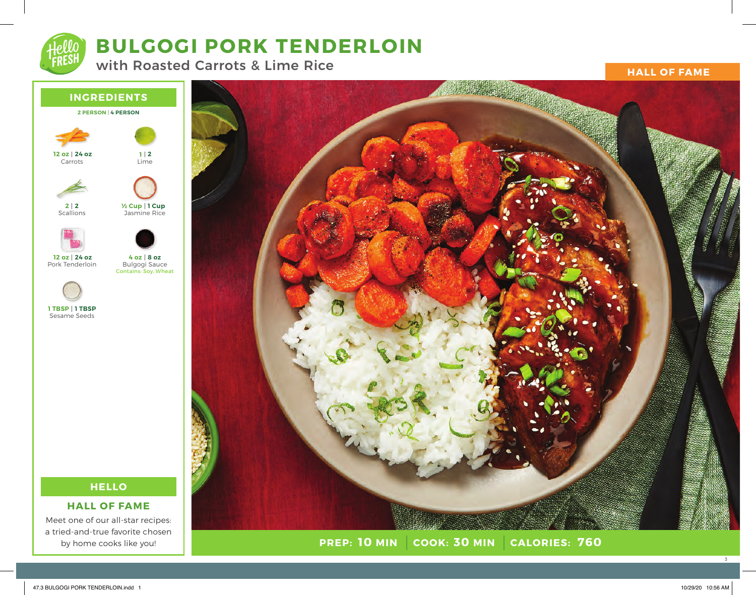# BULGOGI PORK TENDERLOIN

## with Roasted Carrots & Lime Rice

**HALL OF FAME**

## INGREDIENTS

**2 PERSON | 4 PERSON**

**12 oz | 24 oz**
Carrots

**1 | 2**
Lime

**2 | 2**
Scallions

**½ Cup | 1 Cup**
Jasmine Rice

**12 oz | 24 oz**
Pork Tenderloin

**4 oz | 8 oz**
Bulgogi Sauce
Contains: Soy, Wheat

**1 TBSP | 1 TBSP**
Sesame Seeds

## HELLO

### HALL OF FAME

Meet one of our all-star recipes: a tried-and-true favorite chosen by home cooks like you!

**PREP: 10 MIN | COOK: 30 MIN | CALORIES: 760**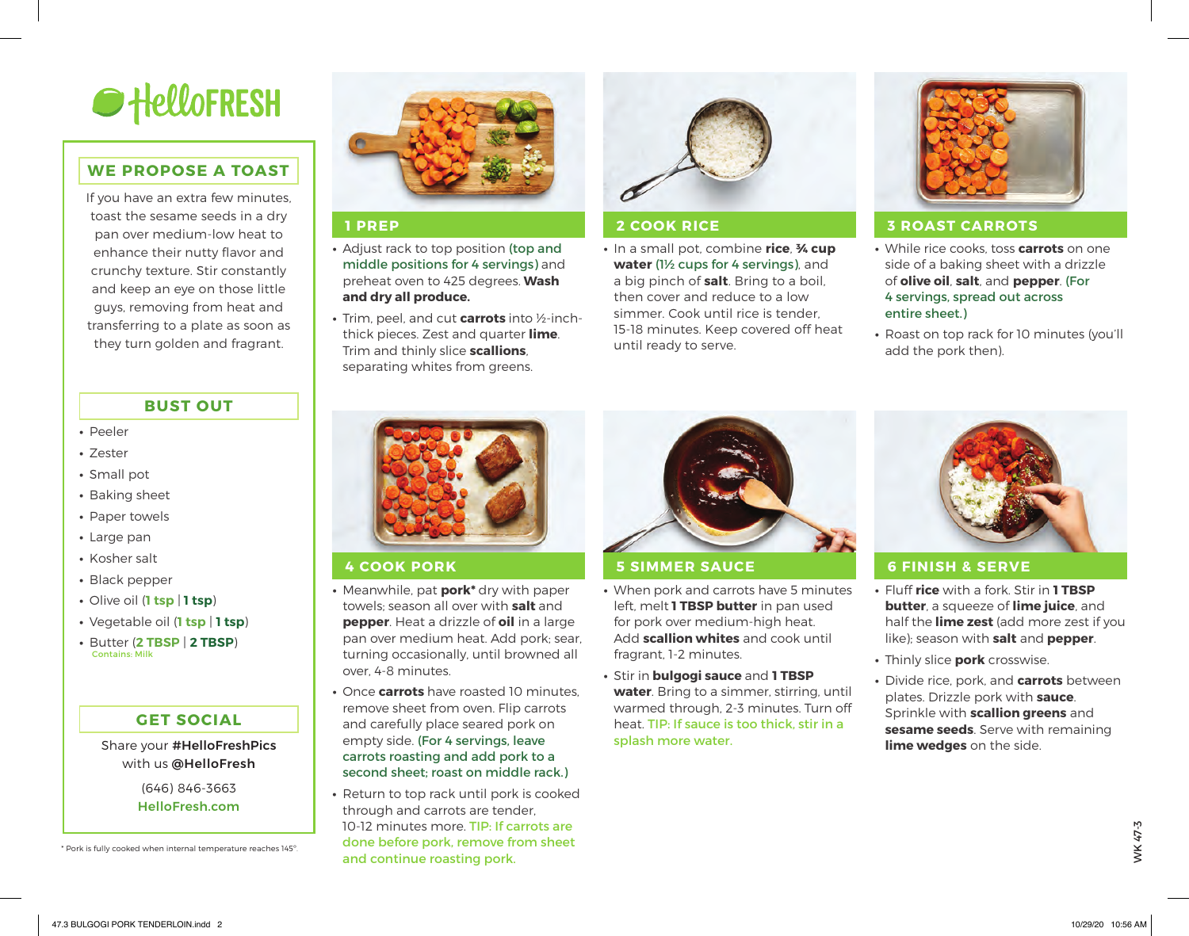HelloFRESH

## WE PROPOSE A TOAST

If you have an extra few minutes, toast the sesame seeds in a dry pan over medium-low heat to enhance their nutty flavor and crunchy texture. Stir constantly and keep an eye on those little guys, removing from heat and transferring to a plate as soon as they turn golden and fragrant.

## BUST OUT

- Peeler
- Zester
- Small pot
- Baking sheet
- Paper towels
- Large pan
- Kosher salt
- Black pepper
- Olive oil (1 tsp | 1 tsp)
- Vegetable oil (1 tsp | 1 tsp)
- Butter (2 TBSP | 2 TBSP)
  Contains: Milk

## GET SOCIAL

Share your **#HelloFreshPics** with us **@HelloFresh**

(646) 846-3663

HelloFresh.com

\* Pork is fully cooked when internal temperature reaches 145°.

## 1 PREP

- Adjust rack to top position (top and middle positions for 4 servings) and preheat oven to 425 degrees. **Wash and dry all produce.**
- Trim, peel, and cut **carrots** into ½-inch-thick pieces. Zest and quarter **lime**. Trim and thinly slice **scallions**, separating whites from greens.

## 2 COOK RICE

- In a small pot, combine **rice**, **¾ cup water** (1½ cups for 4 servings), and a big pinch of **salt**. Bring to a boil, then cover and reduce to a low simmer. Cook until rice is tender, 15-18 minutes. Keep covered off heat until ready to serve.

## 3 ROAST CARROTS

- While rice cooks, toss **carrots** on one side of a baking sheet with a drizzle of **olive oil**, **salt**, and **pepper**. (For 4 servings, spread out across entire sheet.)
- Roast on top rack for 10 minutes (you'll add the pork then).

## 4 COOK PORK

- Meanwhile, pat **pork**\* dry with paper towels; season all over with **salt** and **pepper**. Heat a drizzle of **oil** in a large pan over medium heat. Add pork; sear, turning occasionally, until browned all over, 4-8 minutes.
- Once **carrots** have roasted 10 minutes, remove sheet from oven. Flip carrots and carefully place seared pork on empty side. (For 4 servings, leave carrots roasting and add pork to a second sheet; roast on middle rack.)
- Return to top rack until pork is cooked through and carrots are tender, 10-12 minutes more. TIP: If carrots are done before pork, remove from sheet and continue roasting pork.

## 5 SIMMER SAUCE

- When pork and carrots have 5 minutes left, melt **1 TBSP butter** in pan used for pork over medium-high heat. Add **scallion whites** and cook until fragrant, 1-2 minutes.
- Stir in **bulgogi sauce** and **1 TBSP water**. Bring to a simmer, stirring, until warmed through, 2-3 minutes. Turn off heat. TIP: If sauce is too thick, stir in a splash more water.

## 6 FINISH & SERVE

- Fluff **rice** with a fork. Stir in **1 TBSP butter**, a squeeze of **lime juice**, and half the **lime zest** (add more zest if you like); season with **salt** and **pepper**.
- Thinly slice **pork** crosswise.
- Divide rice, pork, and **carrots** between plates. Drizzle pork with **sauce**. Sprinkle with **scallion greens** and **sesame seeds**. Serve with remaining **lime wedges** on the side.

WK 47-3